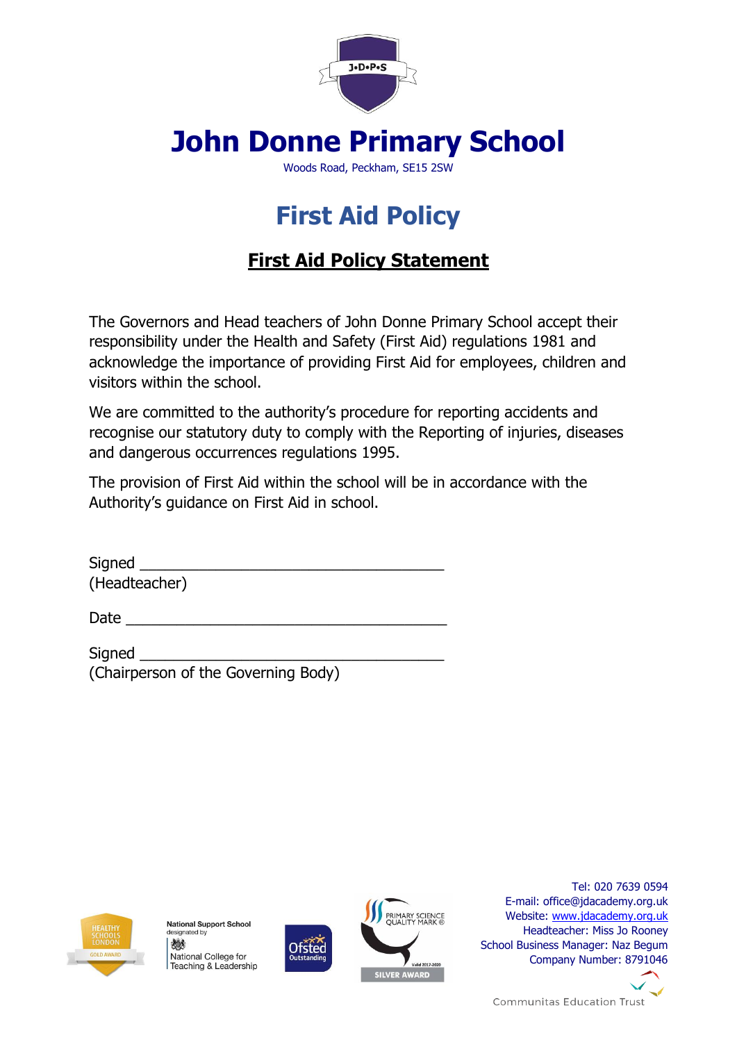# John Donne Primary School

Woods Road, Peckham, SE15 2SW

# First Aid Policy

## First Aid Policy Statement

The Governors and Head teachers of John Donne Primary School accept their responsibility under the Health and Safety (First Aid) regulations 1981 and acknowledge the importance of providing First Aid for employees, children and visitors within the school.

We are committed to the authority's procedure for reporting accidents and recognise our statutory duty to comply with the Reporting of injuries, diseases and dangerous occurrences regulations 1995.

The provision of First Aid within the school will be in accordance with the Authority's guidance on First Aid in school.

Signed ___________________________________
(Headteacher)

Date ______________________________________

Signed ___________________________________
(Chairperson of the Governing Body)

Tel: 020 7639 0594
E-mail: office@jdacademy.org.uk
Website: www.jdacademy.org.uk
Headteacher: Miss Jo Rooney
School Business Manager: Naz Begum
Company Number: 8791046

Communitas Education Trust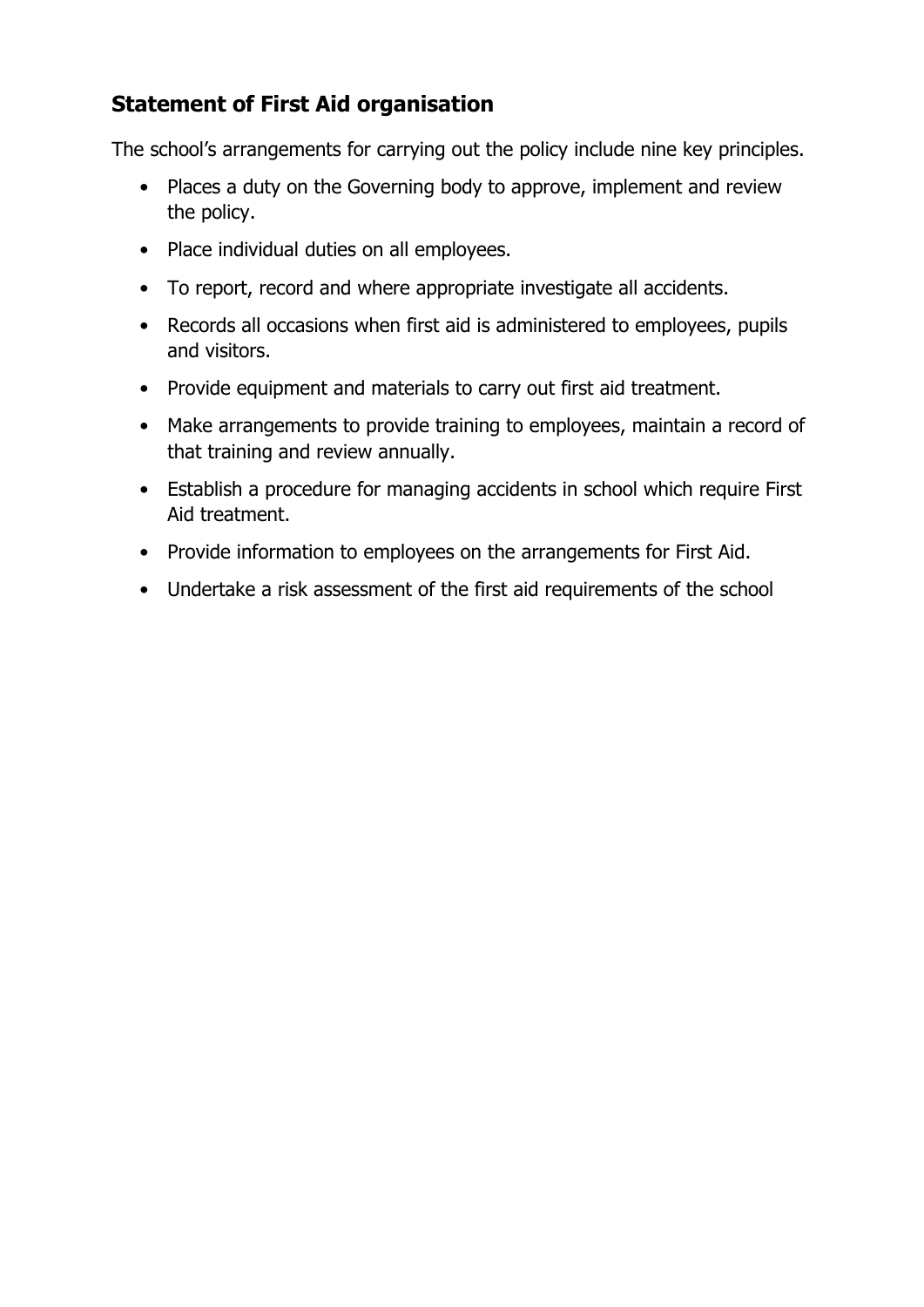## Statement of First Aid organisation

The school's arrangements for carrying out the policy include nine key principles.

- Places a duty on the Governing body to approve, implement and review the policy.
- Place individual duties on all employees.
- To report, record and where appropriate investigate all accidents.
- Records all occasions when first aid is administered to employees, pupils and visitors.
- Provide equipment and materials to carry out first aid treatment.
- Make arrangements to provide training to employees, maintain a record of that training and review annually.
- Establish a procedure for managing accidents in school which require First Aid treatment.
- Provide information to employees on the arrangements for First Aid.
- Undertake a risk assessment of the first aid requirements of the school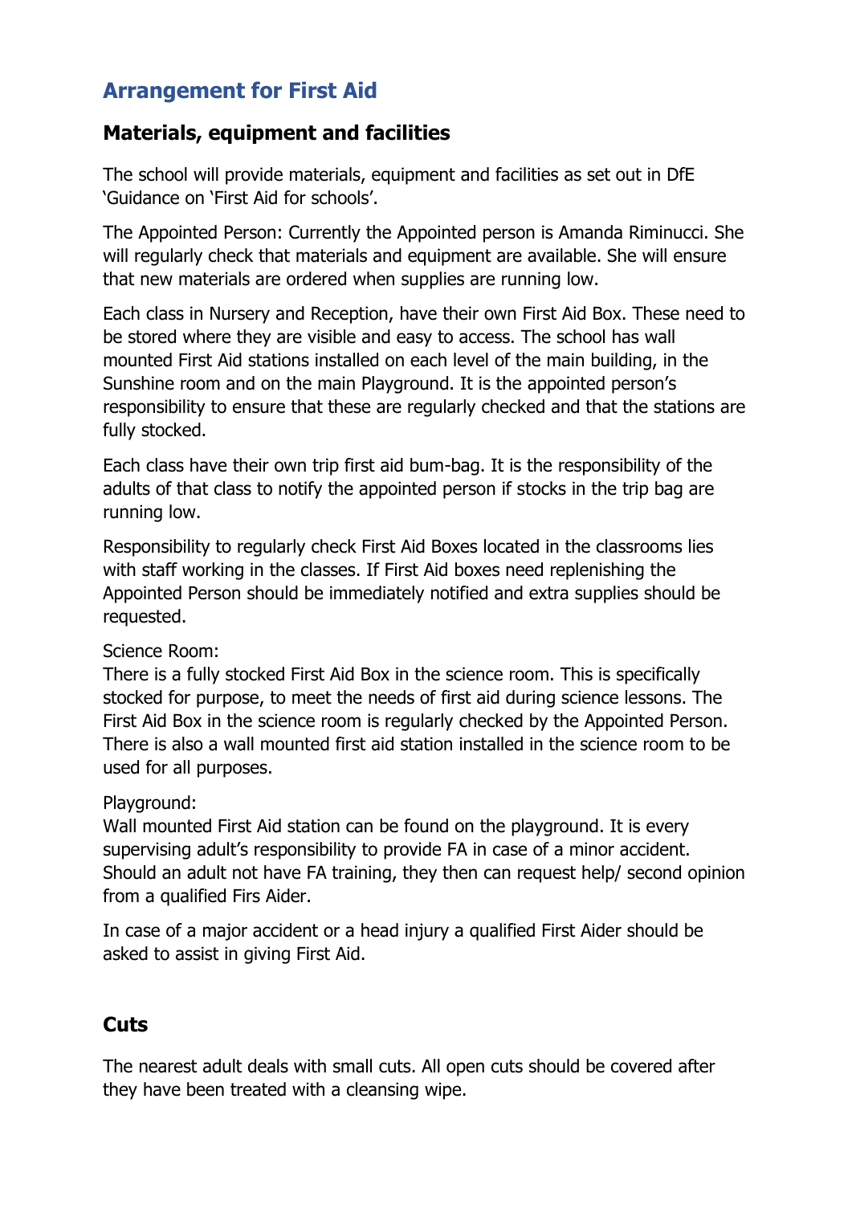## Arrangement for First Aid

### Materials, equipment and facilities

The school will provide materials, equipment and facilities as set out in DfE 'Guidance on 'First Aid for schools'.

The Appointed Person: Currently the Appointed person is Amanda Riminucci. She will regularly check that materials and equipment are available. She will ensure that new materials are ordered when supplies are running low.

Each class in Nursery and Reception, have their own First Aid Box. These need to be stored where they are visible and easy to access. The school has wall mounted First Aid stations installed on each level of the main building, in the Sunshine room and on the main Playground. It is the appointed person's responsibility to ensure that these are regularly checked and that the stations are fully stocked.

Each class have their own trip first aid bum-bag. It is the responsibility of the adults of that class to notify the appointed person if stocks in the trip bag are running low.

Responsibility to regularly check First Aid Boxes located in the classrooms lies with staff working in the classes. If First Aid boxes need replenishing the Appointed Person should be immediately notified and extra supplies should be requested.

Science Room:
There is a fully stocked First Aid Box in the science room. This is specifically stocked for purpose, to meet the needs of first aid during science lessons. The First Aid Box in the science room is regularly checked by the Appointed Person. There is also a wall mounted first aid station installed in the science room to be used for all purposes.

Playground:
Wall mounted First Aid station can be found on the playground. It is every supervising adult's responsibility to provide FA in case of a minor accident. Should an adult not have FA training, they then can request help/ second opinion from a qualified Firs Aider.

In case of a major accident or a head injury a qualified First Aider should be asked to assist in giving First Aid.

### Cuts

The nearest adult deals with small cuts. All open cuts should be covered after they have been treated with a cleansing wipe.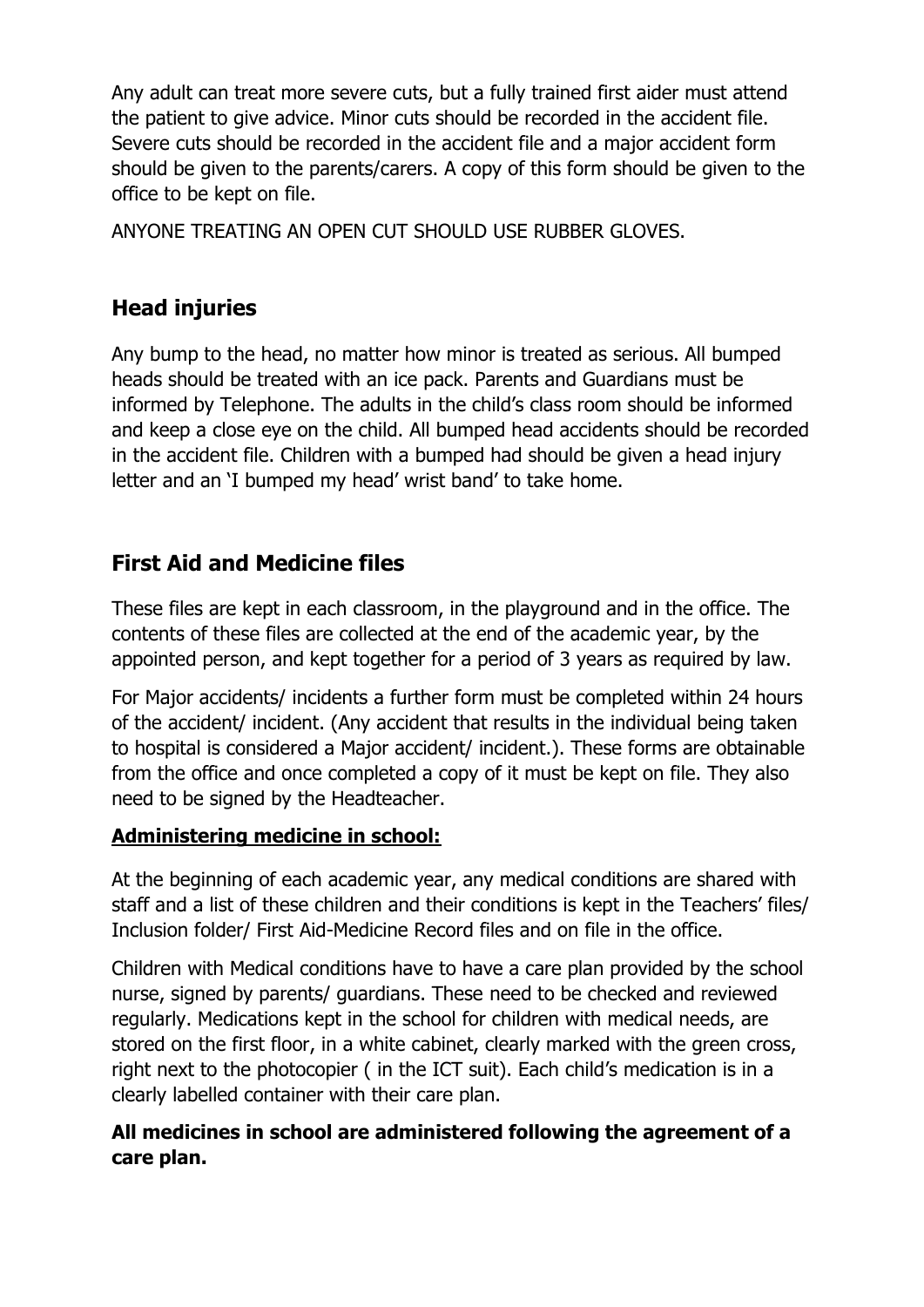Any adult can treat more severe cuts, but a fully trained first aider must attend the patient to give advice. Minor cuts should be recorded in the accident file. Severe cuts should be recorded in the accident file and a major accident form should be given to the parents/carers. A copy of this form should be given to the office to be kept on file.

ANYONE TREATING AN OPEN CUT SHOULD USE RUBBER GLOVES.

## Head injuries

Any bump to the head, no matter how minor is treated as serious. All bumped heads should be treated with an ice pack. Parents and Guardians must be informed by Telephone. The adults in the child's class room should be informed and keep a close eye on the child. All bumped head accidents should be recorded in the accident file. Children with a bumped had should be given a head injury letter and an 'I bumped my head' wrist band' to take home.

## First Aid and Medicine files

These files are kept in each classroom, in the playground and in the office. The contents of these files are collected at the end of the academic year, by the appointed person, and kept together for a period of 3 years as required by law.

For Major accidents/ incidents a further form must be completed within 24 hours of the accident/ incident. (Any accident that results in the individual being taken to hospital is considered a Major accident/ incident.). These forms are obtainable from the office and once completed a copy of it must be kept on file. They also need to be signed by the Headteacher.

**Administering medicine in school:**

At the beginning of each academic year, any medical conditions are shared with staff and a list of these children and their conditions is kept in the Teachers' files/ Inclusion folder/ First Aid-Medicine Record files and on file in the office.

Children with Medical conditions have to have a care plan provided by the school nurse, signed by parents/ guardians. These need to be checked and reviewed regularly. Medications kept in the school for children with medical needs, are stored on the first floor, in a white cabinet, clearly marked with the green cross, right next to the photocopier ( in the ICT suit). Each child's medication is in a clearly labelled container with their care plan.

**All medicines in school are administered following the agreement of a care plan.**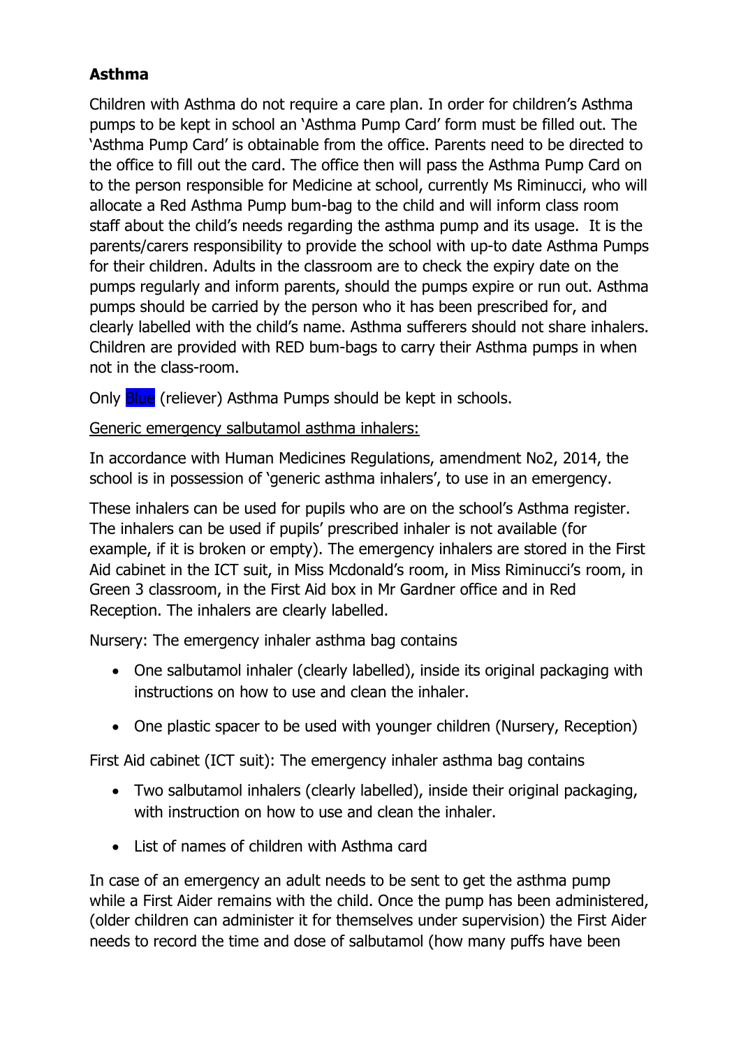**Asthma**

Children with Asthma do not require a care plan. In order for children's Asthma pumps to be kept in school an 'Asthma Pump Card' form must be filled out. The 'Asthma Pump Card' is obtainable from the office. Parents need to be directed to the office to fill out the card. The office then will pass the Asthma Pump Card on to the person responsible for Medicine at school, currently Ms Riminucci, who will allocate a Red Asthma Pump bum-bag to the child and will inform class room staff about the child's needs regarding the asthma pump and its usage. It is the parents/carers responsibility to provide the school with up-to date Asthma Pumps for their children. Adults in the classroom are to check the expiry date on the pumps regularly and inform parents, should the pumps expire or run out. Asthma pumps should be carried by the person who it has been prescribed for, and clearly labelled with the child's name. Asthma sufferers should not share inhalers. Children are provided with RED bum-bags to carry their Asthma pumps in when not in the class-room.

Only Blue (reliever) Asthma Pumps should be kept in schools.

Generic emergency salbutamol asthma inhalers:

In accordance with Human Medicines Regulations, amendment No2, 2014, the school is in possession of 'generic asthma inhalers', to use in an emergency.

These inhalers can be used for pupils who are on the school's Asthma register. The inhalers can be used if pupils' prescribed inhaler is not available (for example, if it is broken or empty). The emergency inhalers are stored in the First Aid cabinet in the ICT suit, in Miss Mcdonald's room, in Miss Riminucci's room, in Green 3 classroom, in the First Aid box in Mr Gardner office and in Red Reception. The inhalers are clearly labelled.

Nursery: The emergency inhaler asthma bag contains

- One salbutamol inhaler (clearly labelled), inside its original packaging with instructions on how to use and clean the inhaler.
- One plastic spacer to be used with younger children (Nursery, Reception)

First Aid cabinet (ICT suit): The emergency inhaler asthma bag contains

- Two salbutamol inhalers (clearly labelled), inside their original packaging, with instruction on how to use and clean the inhaler.
- List of names of children with Asthma card

In case of an emergency an adult needs to be sent to get the asthma pump while a First Aider remains with the child. Once the pump has been administered, (older children can administer it for themselves under supervision) the First Aider needs to record the time and dose of salbutamol (how many puffs have been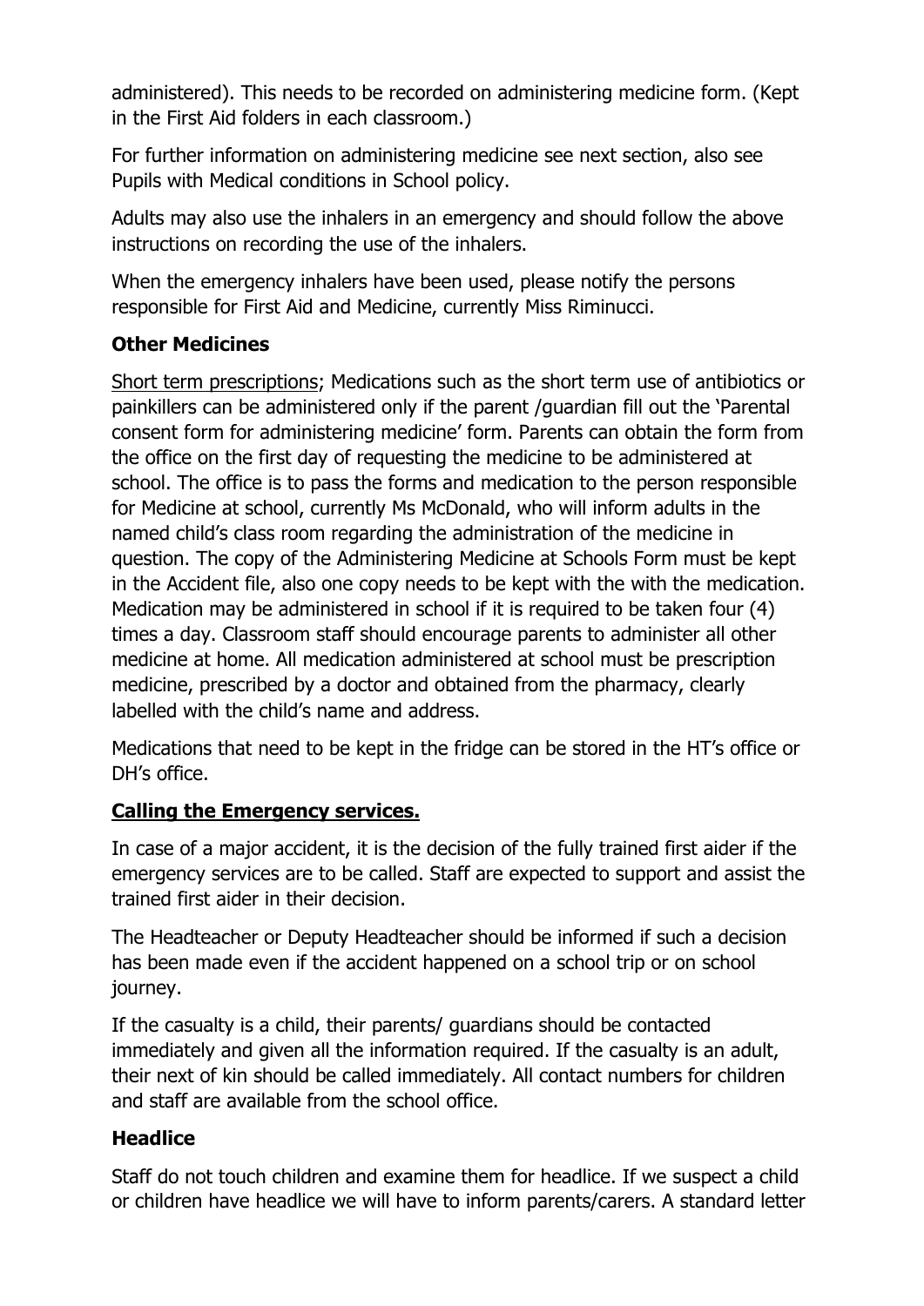administered). This needs to be recorded on administering medicine form. (Kept in the First Aid folders in each classroom.)

For further information on administering medicine see next section, also see Pupils with Medical conditions in School policy.

Adults may also use the inhalers in an emergency and should follow the above instructions on recording the use of the inhalers.

When the emergency inhalers have been used, please notify the persons responsible for First Aid and Medicine, currently Miss Riminucci.

### Other Medicines

Short term prescriptions; Medications such as the short term use of antibiotics or painkillers can be administered only if the parent /guardian fill out the 'Parental consent form for administering medicine' form. Parents can obtain the form from the office on the first day of requesting the medicine to be administered at school. The office is to pass the forms and medication to the person responsible for Medicine at school, currently Ms McDonald, who will inform adults in the named child's class room regarding the administration of the medicine in question. The copy of the Administering Medicine at Schools Form must be kept in the Accident file, also one copy needs to be kept with the with the medication. Medication may be administered in school if it is required to be taken four (4) times a day. Classroom staff should encourage parents to administer all other medicine at home. All medication administered at school must be prescription medicine, prescribed by a doctor and obtained from the pharmacy, clearly labelled with the child's name and address.

Medications that need to be kept in the fridge can be stored in the HT's office or DH's office.

### Calling the Emergency services.

In case of a major accident, it is the decision of the fully trained first aider if the emergency services are to be called. Staff are expected to support and assist the trained first aider in their decision.

The Headteacher or Deputy Headteacher should be informed if such a decision has been made even if the accident happened on a school trip or on school journey.

If the casualty is a child, their parents/ guardians should be contacted immediately and given all the information required. If the casualty is an adult, their next of kin should be called immediately. All contact numbers for children and staff are available from the school office.

### Headlice

Staff do not touch children and examine them for headlice. If we suspect a child or children have headlice we will have to inform parents/carers. A standard letter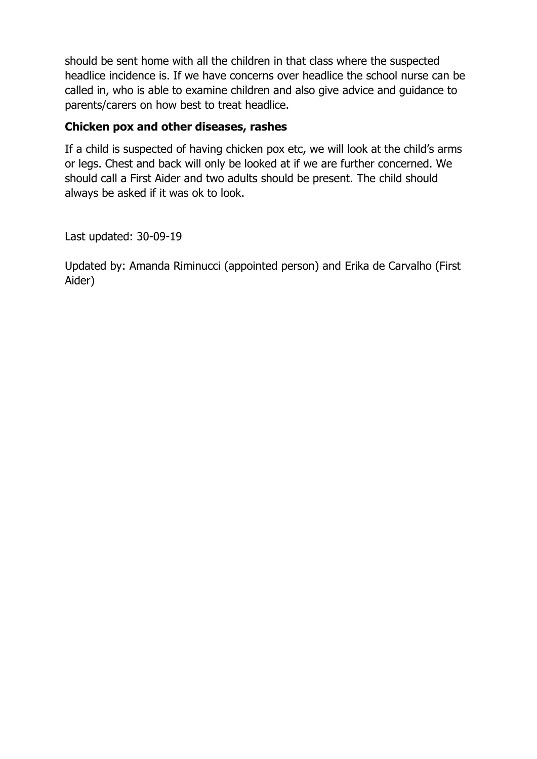should be sent home with all the children in that class where the suspected headlice incidence is. If we have concerns over headlice the school nurse can be called in, who is able to examine children and also give advice and guidance to parents/carers on how best to treat headlice.

### Chicken pox and other diseases, rashes

If a child is suspected of having chicken pox etc, we will look at the child's arms or legs. Chest and back will only be looked at if we are further concerned. We should call a First Aider and two adults should be present. The child should always be asked if it was ok to look.

Last updated: 30-09-19

Updated by: Amanda Riminucci (appointed person) and Erika de Carvalho (First Aider)